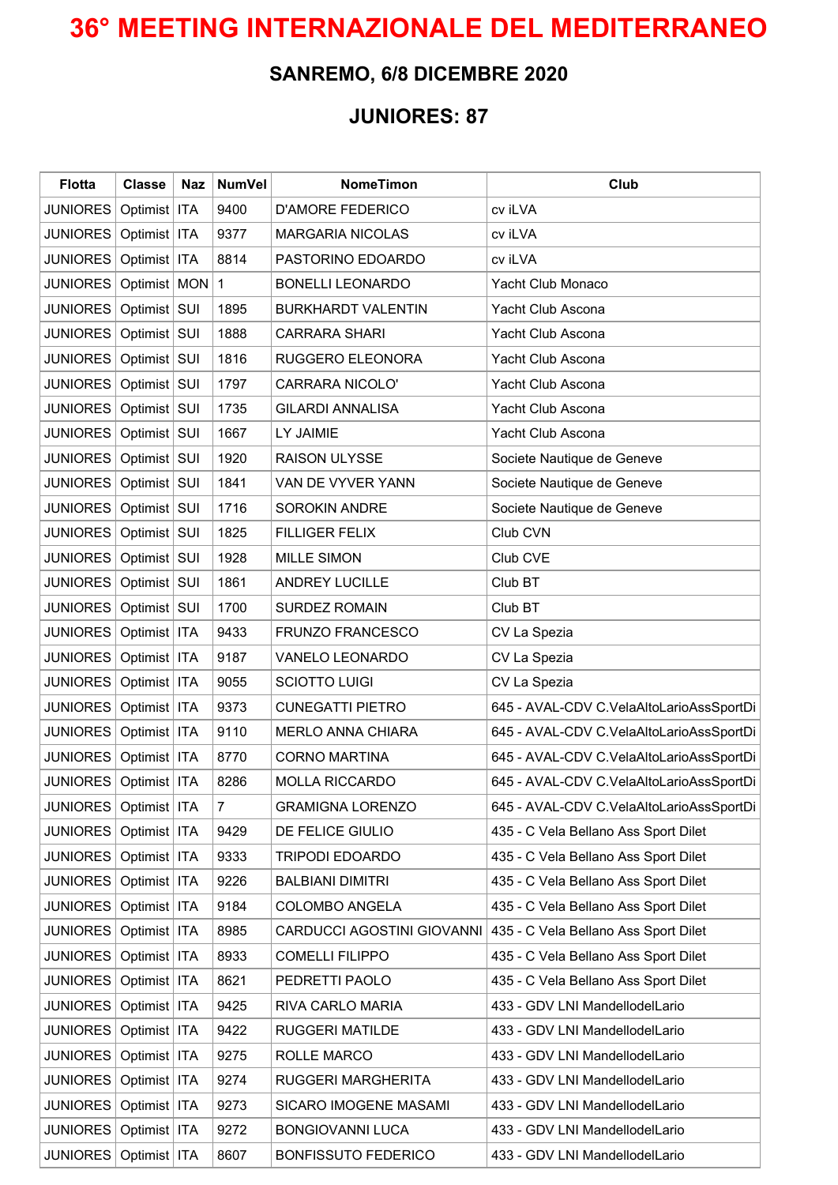# 36° MEETING INTERNAZIONALE DEL MEDITERRANEO

## SANREMO, 6/8 DICEMBRE 2020

## JUNIORES: 87

| Flotta | Classe | Naz | NumVel | NomeTimon | Club |
|---|---|---|---|---|---|
| JUNIORES | Optimist | ITA | 9400 | D'AMORE FEDERICO | cv iLVA |
| JUNIORES | Optimist | ITA | 9377 | MARGARIA NICOLAS | cv iLVA |
| JUNIORES | Optimist | ITA | 8814 | PASTORINO EDOARDO | cv iLVA |
| JUNIORES | Optimist | MON | 1 | BONELLI LEONARDO | Yacht Club Monaco |
| JUNIORES | Optimist | SUI | 1895 | BURKHARDT VALENTIN | Yacht Club Ascona |
| JUNIORES | Optimist | SUI | 1888 | CARRARA SHARI | Yacht Club Ascona |
| JUNIORES | Optimist | SUI | 1816 | RUGGERO ELEONORA | Yacht Club Ascona |
| JUNIORES | Optimist | SUI | 1797 | CARRARA NICOLO' | Yacht Club Ascona |
| JUNIORES | Optimist | SUI | 1735 | GILARDI ANNALISA | Yacht Club Ascona |
| JUNIORES | Optimist | SUI | 1667 | LY JAIMIE | Yacht Club Ascona |
| JUNIORES | Optimist | SUI | 1920 | RAISON ULYSSE | Societe Nautique de Geneve |
| JUNIORES | Optimist | SUI | 1841 | VAN DE VYVER YANN | Societe Nautique de Geneve |
| JUNIORES | Optimist | SUI | 1716 | SOROKIN ANDRE | Societe Nautique de Geneve |
| JUNIORES | Optimist | SUI | 1825 | FILLIGER FELIX | Club CVN |
| JUNIORES | Optimist | SUI | 1928 | MILLE SIMON | Club CVE |
| JUNIORES | Optimist | SUI | 1861 | ANDREY LUCILLE | Club BT |
| JUNIORES | Optimist | SUI | 1700 | SURDEZ ROMAIN | Club BT |
| JUNIORES | Optimist | ITA | 9433 | FRUNZO FRANCESCO | CV La Spezia |
| JUNIORES | Optimist | ITA | 9187 | VANELO LEONARDO | CV La Spezia |
| JUNIORES | Optimist | ITA | 9055 | SCIOTTO LUIGI | CV La Spezia |
| JUNIORES | Optimist | ITA | 9373 | CUNEGATTI PIETRO | 645 - AVAL-CDV C.VelaAltoLarioAssSportDi |
| JUNIORES | Optimist | ITA | 9110 | MERLO ANNA CHIARA | 645 - AVAL-CDV C.VelaAltoLarioAssSportDi |
| JUNIORES | Optimist | ITA | 8770 | CORNO MARTINA | 645 - AVAL-CDV C.VelaAltoLarioAssSportDi |
| JUNIORES | Optimist | ITA | 8286 | MOLLA RICCARDO | 645 - AVAL-CDV C.VelaAltoLarioAssSportDi |
| JUNIORES | Optimist | ITA | 7 | GRAMIGNA LORENZO | 645 - AVAL-CDV C.VelaAltoLarioAssSportDi |
| JUNIORES | Optimist | ITA | 9429 | DE FELICE GIULIO | 435 - C Vela Bellano Ass Sport Dilet |
| JUNIORES | Optimist | ITA | 9333 | TRIPODI EDOARDO | 435 - C Vela Bellano Ass Sport Dilet |
| JUNIORES | Optimist | ITA | 9226 | BALBIANI DIMITRI | 435 - C Vela Bellano Ass Sport Dilet |
| JUNIORES | Optimist | ITA | 9184 | COLOMBO ANGELA | 435 - C Vela Bellano Ass Sport Dilet |
| JUNIORES | Optimist | ITA | 8985 | CARDUCCI AGOSTINI GIOVANNI | 435 - C Vela Bellano Ass Sport Dilet |
| JUNIORES | Optimist | ITA | 8933 | COMELLI FILIPPO | 435 - C Vela Bellano Ass Sport Dilet |
| JUNIORES | Optimist | ITA | 8621 | PEDRETTI PAOLO | 435 - C Vela Bellano Ass Sport Dilet |
| JUNIORES | Optimist | ITA | 9425 | RIVA CARLO MARIA | 433 - GDV LNI MandellodelLario |
| JUNIORES | Optimist | ITA | 9422 | RUGGERI MATILDE | 433 - GDV LNI MandellodelLario |
| JUNIORES | Optimist | ITA | 9275 | ROLLE MARCO | 433 - GDV LNI MandellodelLario |
| JUNIORES | Optimist | ITA | 9274 | RUGGERI MARGHERITA | 433 - GDV LNI MandellodelLario |
| JUNIORES | Optimist | ITA | 9273 | SICARO IMOGENE MASAMI | 433 - GDV LNI MandellodelLario |
| JUNIORES | Optimist | ITA | 9272 | BONGIOVANNI LUCA | 433 - GDV LNI MandellodelLario |
| JUNIORES | Optimist | ITA | 8607 | BONFISSUTO FEDERICO | 433 - GDV LNI MandellodelLario |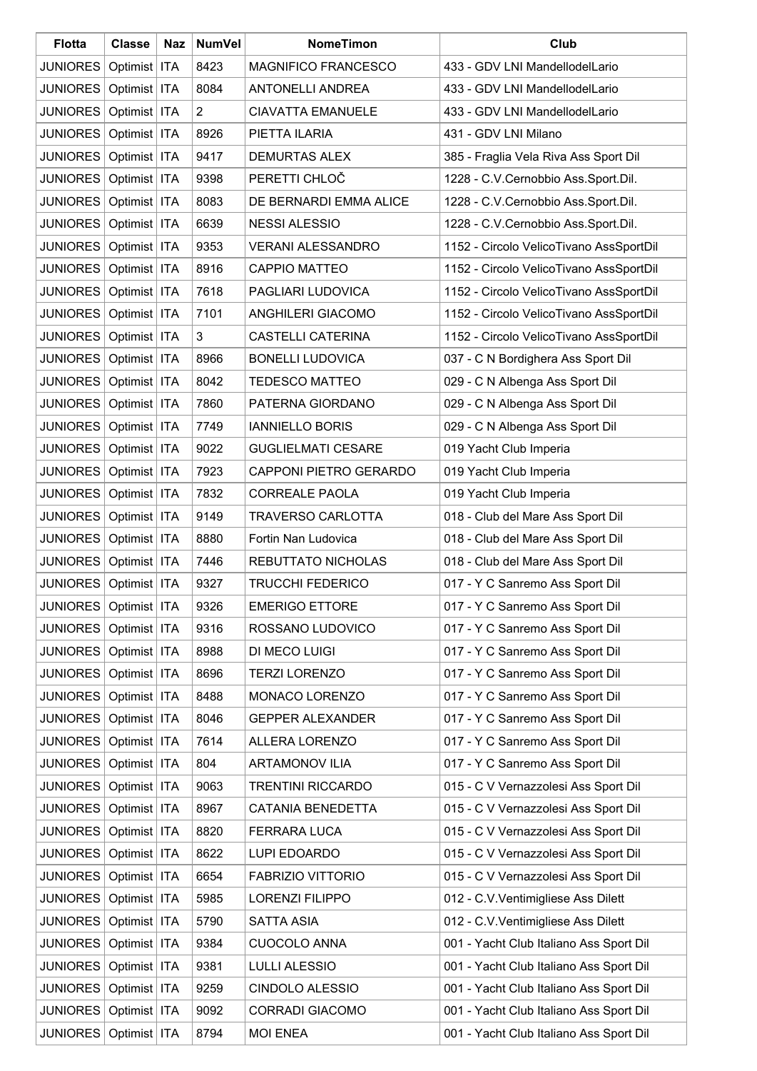| Flotta | Classe | Naz | NumVel | NomeTimon | Club |
|---|---|---|---|---|---|
| JUNIORES | Optimist | ITA | 8423 | MAGNIFICO FRANCESCO | 433 - GDV LNI MandellodelLario |
| JUNIORES | Optimist | ITA | 8084 | ANTONELLI ANDREA | 433 - GDV LNI MandellodelLario |
| JUNIORES | Optimist | ITA | 2 | CIAVATTA EMANUELE | 433 - GDV LNI MandellodelLario |
| JUNIORES | Optimist | ITA | 8926 | PIETTA ILARIA | 431 - GDV LNI Milano |
| JUNIORES | Optimist | ITA | 9417 | DEMURTAS ALEX | 385 - Fraglia Vela Riva Ass Sport Dil |
| JUNIORES | Optimist | ITA | 9398 | PERETTI CHLOČ | 1228 - C.V.Cernobbio Ass.Sport.Dil. |
| JUNIORES | Optimist | ITA | 8083 | DE BERNARDI EMMA ALICE | 1228 - C.V.Cernobbio Ass.Sport.Dil. |
| JUNIORES | Optimist | ITA | 6639 | NESSI ALESSIO | 1228 - C.V.Cernobbio Ass.Sport.Dil. |
| JUNIORES | Optimist | ITA | 9353 | VERANI ALESSANDRO | 1152 - Circolo VelicoTivano AssSportDil |
| JUNIORES | Optimist | ITA | 8916 | CAPPIO MATTEO | 1152 - Circolo VelicoTivano AssSportDil |
| JUNIORES | Optimist | ITA | 7618 | PAGLIARI LUDOVICA | 1152 - Circolo VelicoTivano AssSportDil |
| JUNIORES | Optimist | ITA | 7101 | ANGHILERI GIACOMO | 1152 - Circolo VelicoTivano AssSportDil |
| JUNIORES | Optimist | ITA | 3 | CASTELLI CATERINA | 1152 - Circolo VelicoTivano AssSportDil |
| JUNIORES | Optimist | ITA | 8966 | BONELLI LUDOVICA | 037 - C N Bordighera Ass Sport Dil |
| JUNIORES | Optimist | ITA | 8042 | TEDESCO MATTEO | 029 - C N Albenga Ass Sport Dil |
| JUNIORES | Optimist | ITA | 7860 | PATERNA GIORDANO | 029 - C N Albenga Ass Sport Dil |
| JUNIORES | Optimist | ITA | 7749 | IANNIELLO BORIS | 029 - C N Albenga Ass Sport Dil |
| JUNIORES | Optimist | ITA | 9022 | GUGLIELMATI CESARE | 019 Yacht Club Imperia |
| JUNIORES | Optimist | ITA | 7923 | CAPPONI PIETRO GERARDO | 019 Yacht Club Imperia |
| JUNIORES | Optimist | ITA | 7832 | CORREALE PAOLA | 019 Yacht Club Imperia |
| JUNIORES | Optimist | ITA | 9149 | TRAVERSO CARLOTTA | 018 - Club del Mare Ass Sport Dil |
| JUNIORES | Optimist | ITA | 8880 | Fortin Nan Ludovica | 018 - Club del Mare Ass Sport Dil |
| JUNIORES | Optimist | ITA | 7446 | REBUTTATO NICHOLAS | 018 - Club del Mare Ass Sport Dil |
| JUNIORES | Optimist | ITA | 9327 | TRUCCHI FEDERICO | 017 - Y C Sanremo Ass Sport Dil |
| JUNIORES | Optimist | ITA | 9326 | EMERIGO ETTORE | 017 - Y C Sanremo Ass Sport Dil |
| JUNIORES | Optimist | ITA | 9316 | ROSSANO LUDOVICO | 017 - Y C Sanremo Ass Sport Dil |
| JUNIORES | Optimist | ITA | 8988 | DI MECO LUIGI | 017 - Y C Sanremo Ass Sport Dil |
| JUNIORES | Optimist | ITA | 8696 | TERZI LORENZO | 017 - Y C Sanremo Ass Sport Dil |
| JUNIORES | Optimist | ITA | 8488 | MONACO LORENZO | 017 - Y C Sanremo Ass Sport Dil |
| JUNIORES | Optimist | ITA | 8046 | GEPPER ALEXANDER | 017 - Y C Sanremo Ass Sport Dil |
| JUNIORES | Optimist | ITA | 7614 | ALLERA LORENZO | 017 - Y C Sanremo Ass Sport Dil |
| JUNIORES | Optimist | ITA | 804 | ARTAMONOV ILIA | 017 - Y C Sanremo Ass Sport Dil |
| JUNIORES | Optimist | ITA | 9063 | TRENTINI RICCARDO | 015 - C V Vernazzolesi Ass Sport Dil |
| JUNIORES | Optimist | ITA | 8967 | CATANIA BENEDETTA | 015 - C V Vernazzolesi Ass Sport Dil |
| JUNIORES | Optimist | ITA | 8820 | FERRARA LUCA | 015 - C V Vernazzolesi Ass Sport Dil |
| JUNIORES | Optimist | ITA | 8622 | LUPI EDOARDO | 015 - C V Vernazzolesi Ass Sport Dil |
| JUNIORES | Optimist | ITA | 6654 | FABRIZIO VITTORIO | 015 - C V Vernazzolesi Ass Sport Dil |
| JUNIORES | Optimist | ITA | 5985 | LORENZI FILIPPO | 012 - C.V.Ventimigliese Ass Dilett |
| JUNIORES | Optimist | ITA | 5790 | SATTA ASIA | 012 - C.V.Ventimigliese Ass Dilett |
| JUNIORES | Optimist | ITA | 9384 | CUOCOLO ANNA | 001 - Yacht Club Italiano Ass Sport Dil |
| JUNIORES | Optimist | ITA | 9381 | LULLI ALESSIO | 001 - Yacht Club Italiano Ass Sport Dil |
| JUNIORES | Optimist | ITA | 9259 | CINDOLO ALESSIO | 001 - Yacht Club Italiano Ass Sport Dil |
| JUNIORES | Optimist | ITA | 9092 | CORRADI GIACOMO | 001 - Yacht Club Italiano Ass Sport Dil |
| JUNIORES | Optimist | ITA | 8794 | MOI ENEA | 001 - Yacht Club Italiano Ass Sport Dil |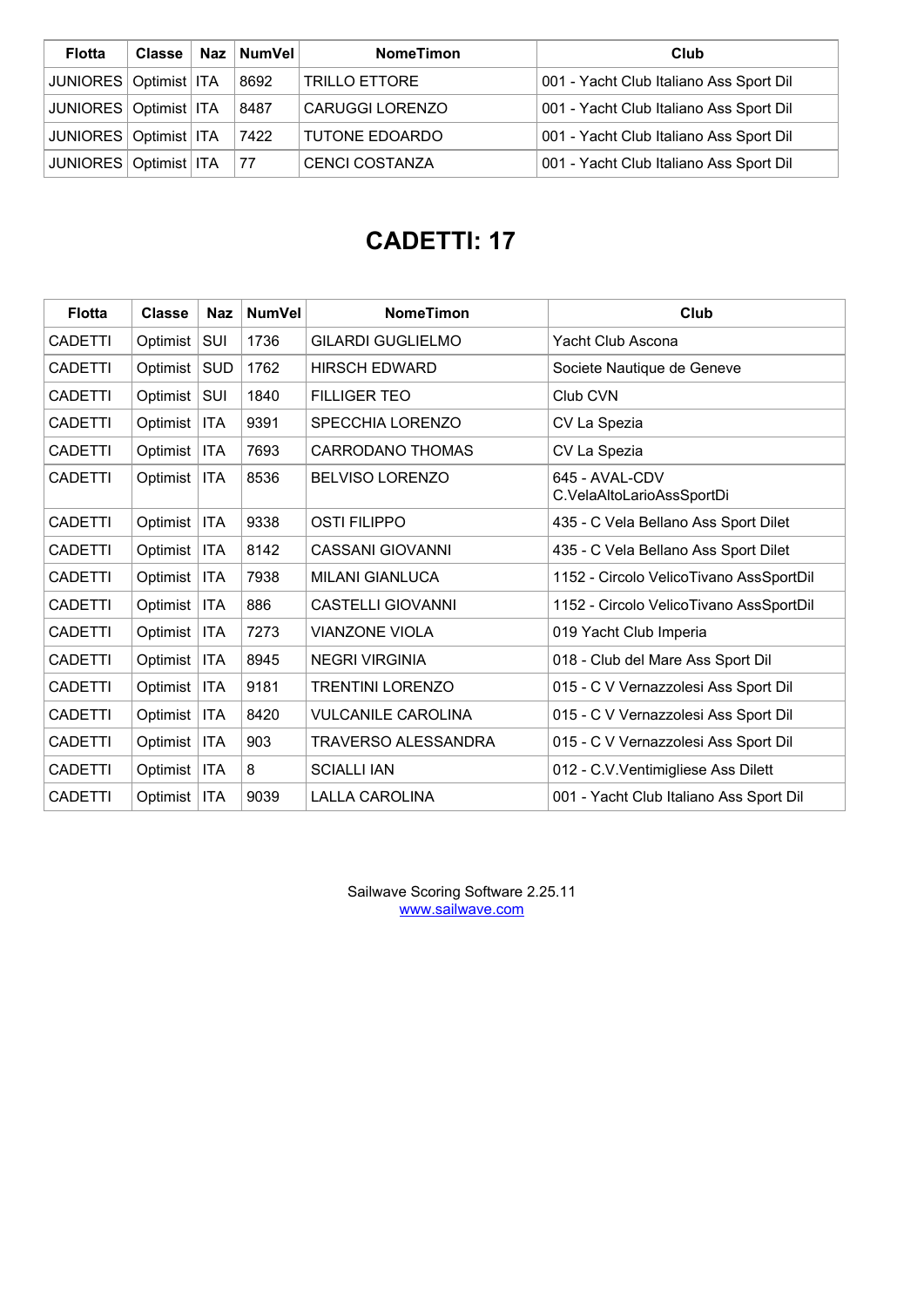| Flotta | Classe | Naz | NumVel | NomeTimon | Club |
|---|---|---|---|---|---|
| JUNIORES | Optimist | ITA | 8692 | TRILLO ETTORE | 001 - Yacht Club Italiano Ass Sport Dil |
| JUNIORES | Optimist | ITA | 8487 | CARUGGI LORENZO | 001 - Yacht Club Italiano Ass Sport Dil |
| JUNIORES | Optimist | ITA | 7422 | TUTONE EDOARDO | 001 - Yacht Club Italiano Ass Sport Dil |
| JUNIORES | Optimist | ITA | 77 | CENCI COSTANZA | 001 - Yacht Club Italiano Ass Sport Dil |

# CADETTI: 17

| Flotta | Classe | Naz | NumVel | NomeTimon | Club |
|---|---|---|---|---|---|
| CADETTI | Optimist | SUI | 1736 | GILARDI GUGLIELMO | Yacht Club Ascona |
| CADETTI | Optimist | SUD | 1762 | HIRSCH EDWARD | Societe Nautique de Geneve |
| CADETTI | Optimist | SUI | 1840 | FILLIGER TEO | Club CVN |
| CADETTI | Optimist | ITA | 9391 | SPECCHIA LORENZO | CV La Spezia |
| CADETTI | Optimist | ITA | 7693 | CARRODANO THOMAS | CV La Spezia |
| CADETTI | Optimist | ITA | 8536 | BELVISO LORENZO | 645 - AVAL-CDV C.VelaAltoLarioAssSportDi |
| CADETTI | Optimist | ITA | 9338 | OSTI FILIPPO | 435 - C Vela Bellano Ass Sport Dilet |
| CADETTI | Optimist | ITA | 8142 | CASSANI GIOVANNI | 435 - C Vela Bellano Ass Sport Dilet |
| CADETTI | Optimist | ITA | 7938 | MILANI GIANLUCA | 1152 - Circolo VelicoTivano AssSportDil |
| CADETTI | Optimist | ITA | 886 | CASTELLI GIOVANNI | 1152 - Circolo VelicoTivano AssSportDil |
| CADETTI | Optimist | ITA | 7273 | VIANZONE VIOLA | 019 Yacht Club Imperia |
| CADETTI | Optimist | ITA | 8945 | NEGRI VIRGINIA | 018 - Club del Mare Ass Sport Dil |
| CADETTI | Optimist | ITA | 9181 | TRENTINI LORENZO | 015 - C V Vernazzolesi Ass Sport Dil |
| CADETTI | Optimist | ITA | 8420 | VULCANILE CAROLINA | 015 - C V Vernazzolesi Ass Sport Dil |
| CADETTI | Optimist | ITA | 903 | TRAVERSO ALESSANDRA | 015 - C V Vernazzolesi Ass Sport Dil |
| CADETTI | Optimist | ITA | 8 | SCIALLI IAN | 012 - C.V.Ventimigliese Ass Dilett |
| CADETTI | Optimist | ITA | 9039 | LALLA CAROLINA | 001 - Yacht Club Italiano Ass Sport Dil |

Sailwave Scoring Software 2.25.11
www.sailwave.com